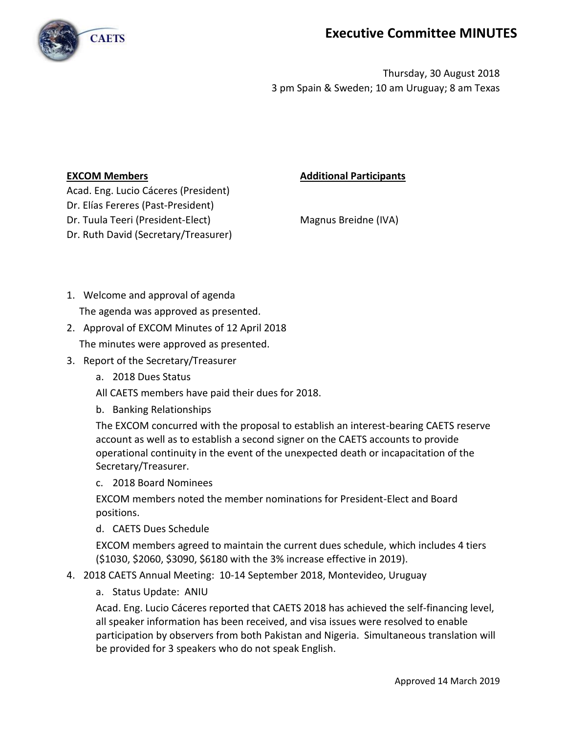# Executive Committee MINUTES

Thursday, 30 August 2018
3 pm Spain & Sweden; 10 am Uruguay; 8 am Texas

**EXCOM Members**

Acad. Eng. Lucio Cáceres (President)
Dr. Elías Fereres (Past-President)
Dr. Tuula Teeri (President-Elect)
Dr. Ruth David (Secretary/Treasurer)

**Additional Participants**

Magnus Breidne (IVA)

1. Welcome and approval of agenda
   The agenda was approved as presented.
2. Approval of EXCOM Minutes of 12 April 2018
   The minutes were approved as presented.
3. Report of the Secretary/Treasurer
   a. 2018 Dues Status
   All CAETS members have paid their dues for 2018.
   b. Banking Relationships
   The EXCOM concurred with the proposal to establish an interest-bearing CAETS reserve account as well as to establish a second signer on the CAETS accounts to provide operational continuity in the event of the unexpected death or incapacitation of the Secretary/Treasurer.
   c. 2018 Board Nominees
   EXCOM members noted the member nominations for President-Elect and Board positions.
   d. CAETS Dues Schedule
   EXCOM members agreed to maintain the current dues schedule, which includes 4 tiers ($1030, $2060, $3090, $6180 with the 3% increase effective in 2019).
4. 2018 CAETS Annual Meeting: 10-14 September 2018, Montevideo, Uruguay
   a. Status Update: ANIU
   Acad. Eng. Lucio Cáceres reported that CAETS 2018 has achieved the self-financing level, all speaker information has been received, and visa issues were resolved to enable participation by observers from both Pakistan and Nigeria. Simultaneous translation will be provided for 3 speakers who do not speak English.

Approved 14 March 2019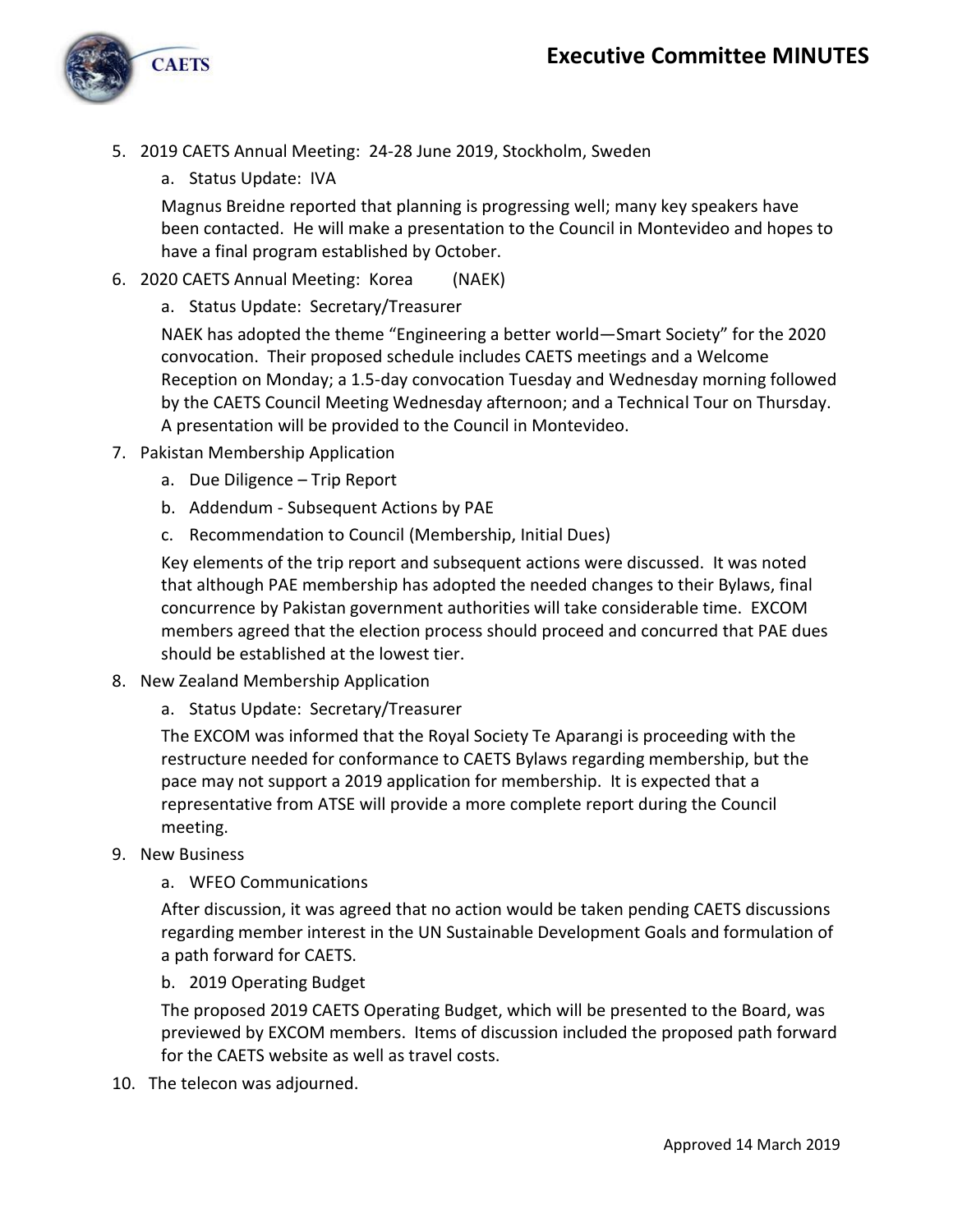5. 2019 CAETS Annual Meeting: 24-28 June 2019, Stockholm, Sweden
   a. Status Update: IVA

   Magnus Breidne reported that planning is progressing well; many key speakers have been contacted. He will make a presentation to the Council in Montevideo and hopes to have a final program established by October.

6. 2020 CAETS Annual Meeting: Korea (NAEK)
   a. Status Update: Secretary/Treasurer

   NAEK has adopted the theme "Engineering a better world—Smart Society" for the 2020 convocation. Their proposed schedule includes CAETS meetings and a Welcome Reception on Monday; a 1.5-day convocation Tuesday and Wednesday morning followed by the CAETS Council Meeting Wednesday afternoon; and a Technical Tour on Thursday. A presentation will be provided to the Council in Montevideo.

7. Pakistan Membership Application
   a. Due Diligence – Trip Report
   b. Addendum - Subsequent Actions by PAE
   c. Recommendation to Council (Membership, Initial Dues)

   Key elements of the trip report and subsequent actions were discussed. It was noted that although PAE membership has adopted the needed changes to their Bylaws, final concurrence by Pakistan government authorities will take considerable time. EXCOM members agreed that the election process should proceed and concurred that PAE dues should be established at the lowest tier.

8. New Zealand Membership Application
   a. Status Update: Secretary/Treasurer

   The EXCOM was informed that the Royal Society Te Aparangi is proceeding with the restructure needed for conformance to CAETS Bylaws regarding membership, but the pace may not support a 2019 application for membership. It is expected that a representative from ATSE will provide a more complete report during the Council meeting.

9. New Business
   a. WFEO Communications

   After discussion, it was agreed that no action would be taken pending CAETS discussions regarding member interest in the UN Sustainable Development Goals and formulation of a path forward for CAETS.

   b. 2019 Operating Budget

   The proposed 2019 CAETS Operating Budget, which will be presented to the Board, was previewed by EXCOM members. Items of discussion included the proposed path forward for the CAETS website as well as travel costs.

10. The telecon was adjourned.

Approved 14 March 2019